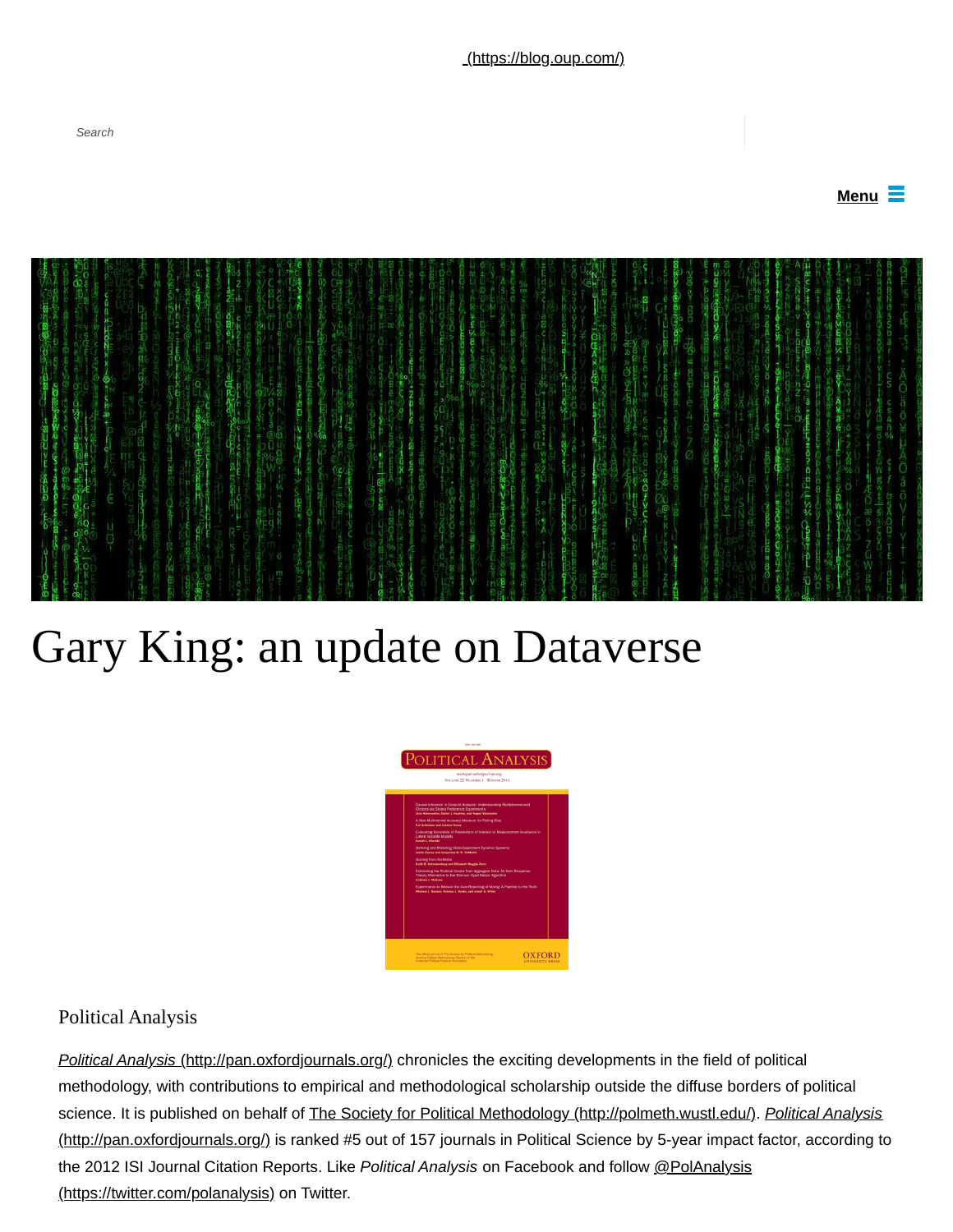[(https://blog.oup.com/)](https://blog.oup.com/)

Search

Menu

# Gary King: an update on Dataverse

Political Analysis

*Political Analysis* (http://pan.oxfordjournals.org/) chronicles the exciting developments in the field of political methodology, with contributions to empirical and methodological scholarship outside the diffuse borders of political science. It is published on behalf of The Society for Political Methodology (http://polmeth.wustl.edu/). *Political Analysis* (http://pan.oxfordjournals.org/) is ranked #5 out of 157 journals in Political Science by 5-year impact factor, according to the 2012 ISI Journal Citation Reports. Like *Political Analysis* on Facebook and follow @PolAnalysis (https://twitter.com/polanalysis) on Twitter.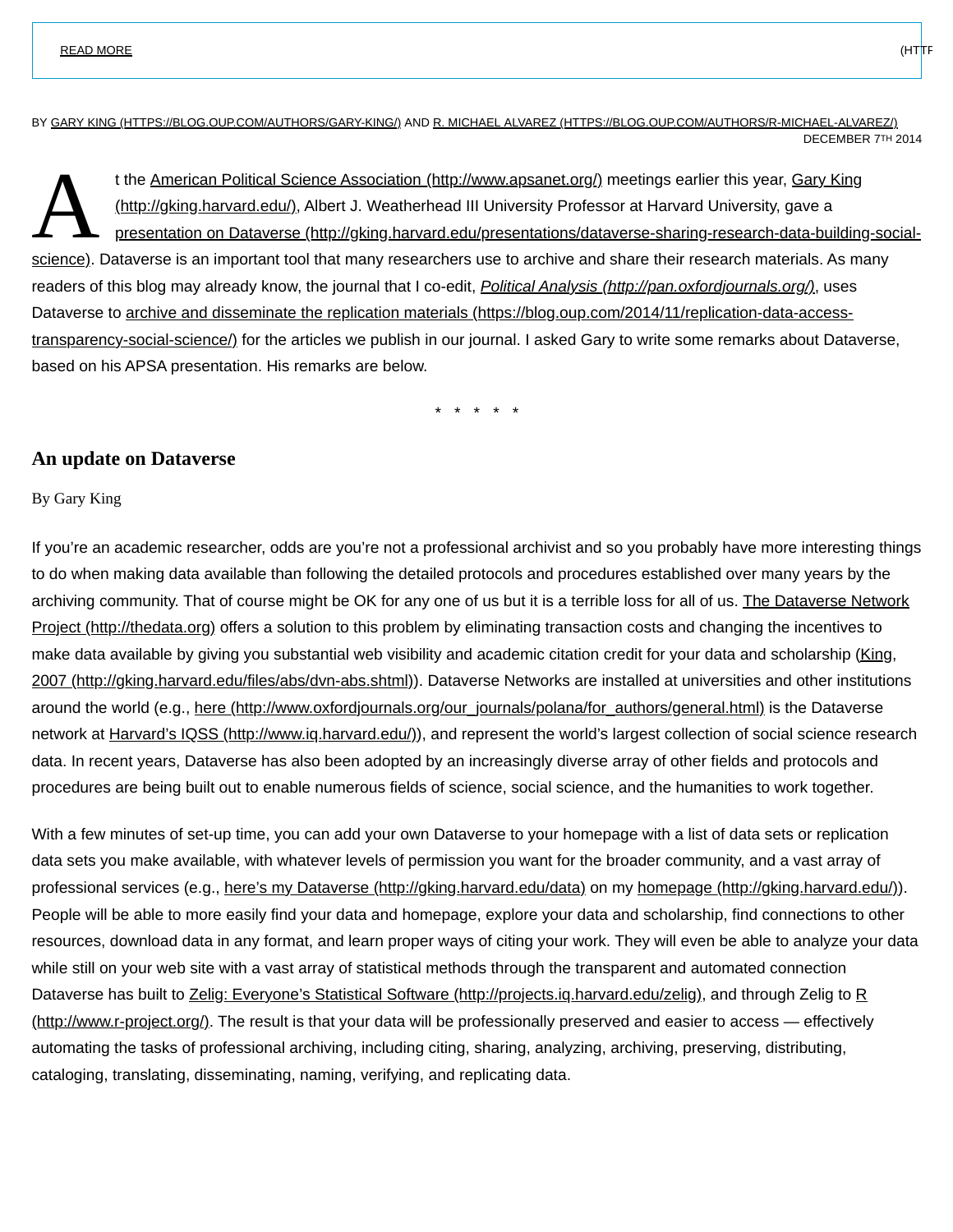READ MORE

BY GARY KING (HTTPS://BLOG.OUP.COM/AUTHORS/GARY-KING/) AND R. MICHAEL ALVAREZ (HTTPS://BLOG.OUP.COM/AUTHORS/R-MICHAEL-ALVAREZ/)

DECEMBER 7TH 2014

At the American Political Science Association (http://www.apsanet.org/) meetings earlier this year, Gary King (http://gking.harvard.edu/), Albert J. Weatherhead III University Professor at Harvard University, gave a presentation on Dataverse (http://gking.harvard.edu/presentations/dataverse-sharing-research-data-building-social-science). Dataverse is an important tool that many researchers use to archive and share their research materials. As many readers of this blog may already know, the journal that I co-edit, *Political Analysis (http://pan.oxfordjournals.org/)*, uses Dataverse to archive and disseminate the replication materials (https://blog.oup.com/2014/11/replication-data-access-transparency-social-science/) for the articles we publish in our journal. I asked Gary to write some remarks about Dataverse, based on his APSA presentation. His remarks are below.

\* \* \* \* \*

## An update on Dataverse

By Gary King

If you're an academic researcher, odds are you're not a professional archivist and so you probably have more interesting things to do when making data available than following the detailed protocols and procedures established over many years by the archiving community. That of course might be OK for any one of us but it is a terrible loss for all of us. The Dataverse Network Project (http://thedata.org) offers a solution to this problem by eliminating transaction costs and changing the incentives to make data available by giving you substantial web visibility and academic citation credit for your data and scholarship (King, 2007 (http://gking.harvard.edu/files/abs/dvn-abs.shtml)). Dataverse Networks are installed at universities and other institutions around the world (e.g., here (http://www.oxfordjournals.org/our_journals/polana/for_authors/general.html) is the Dataverse network at Harvard's IQSS (http://www.iq.harvard.edu/)), and represent the world's largest collection of social science research data. In recent years, Dataverse has also been adopted by an increasingly diverse array of other fields and protocols and procedures are being built out to enable numerous fields of science, social science, and the humanities to work together.

With a few minutes of set-up time, you can add your own Dataverse to your homepage with a list of data sets or replication data sets you make available, with whatever levels of permission you want for the broader community, and a vast array of professional services (e.g., here's my Dataverse (http://gking.harvard.edu/data) on my homepage (http://gking.harvard.edu/)). People will be able to more easily find your data and homepage, explore your data and scholarship, find connections to other resources, download data in any format, and learn proper ways of citing your work. They will even be able to analyze your data while still on your web site with a vast array of statistical methods through the transparent and automated connection Dataverse has built to Zelig: Everyone's Statistical Software (http://projects.iq.harvard.edu/zelig), and through Zelig to R (http://www.r-project.org/). The result is that your data will be professionally preserved and easier to access — effectively automating the tasks of professional archiving, including citing, sharing, analyzing, archiving, preserving, distributing, cataloging, translating, disseminating, naming, verifying, and replicating data.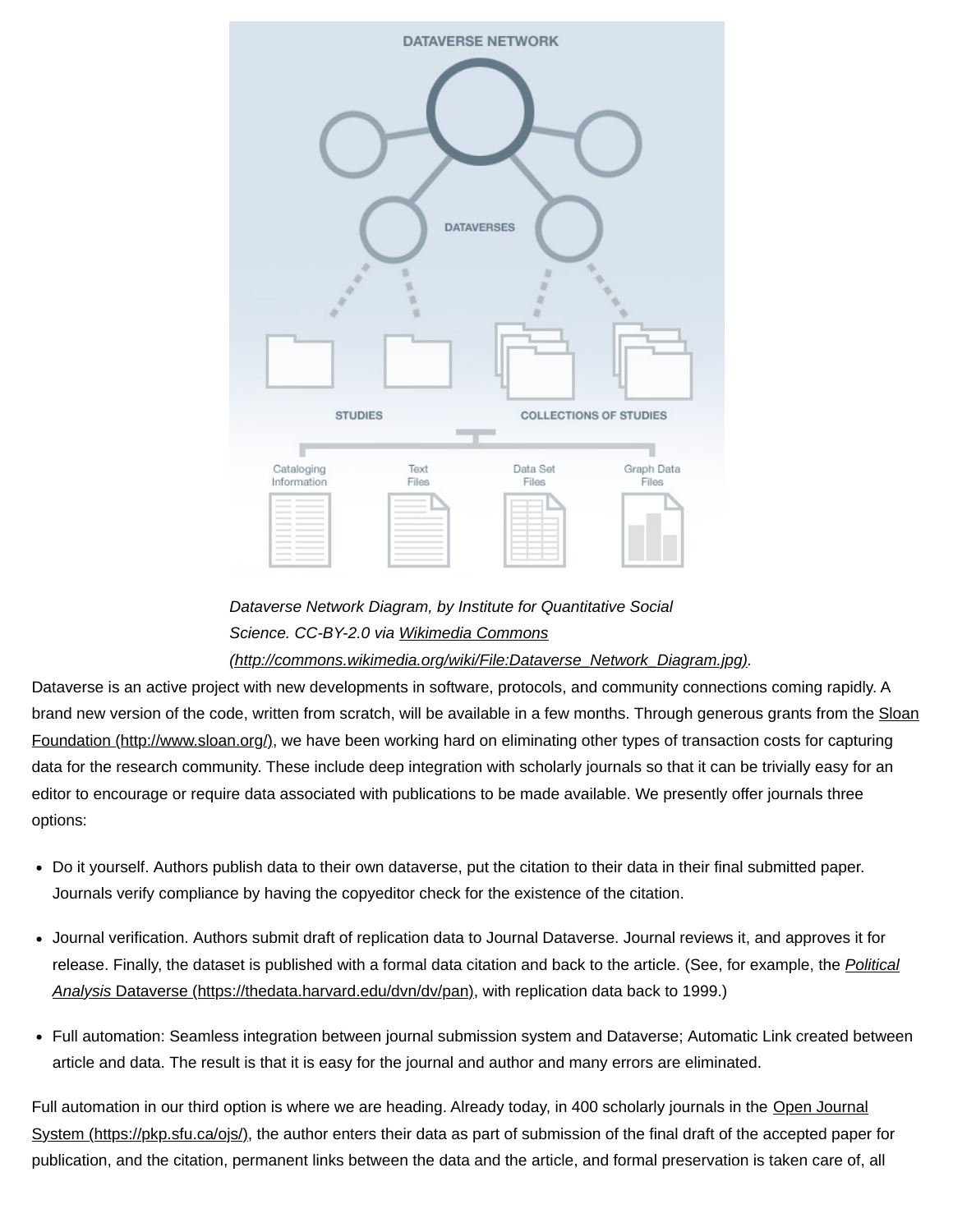*Dataverse Network Diagram, by Institute for Quantitative Social Science. CC-BY-2.0 via [Wikimedia Commons (http://commons.wikimedia.org/wiki/File:Dataverse_Network_Diagram.jpg)](http://commons.wikimedia.org/wiki/File:Dataverse_Network_Diagram.jpg).*

Dataverse is an active project with new developments in software, protocols, and community connections coming rapidly. A brand new version of the code, written from scratch, will be available in a few months. Through generous grants from the [Sloan Foundation (http://www.sloan.org/)](http://www.sloan.org/), we have been working hard on eliminating other types of transaction costs for capturing data for the research community. These include deep integration with scholarly journals so that it can be trivially easy for an editor to encourage or require data associated with publications to be made available. We presently offer journals three options:

- Do it yourself. Authors publish data to their own dataverse, put the citation to their data in their final submitted paper. Journals verify compliance by having the copyeditor check for the existence of the citation.
- Journal verification. Authors submit draft of replication data to Journal Dataverse. Journal reviews it, and approves it for release. Finally, the dataset is published with a formal data citation and back to the article. (See, for example, the [*Political Analysis* Dataverse (https://thedata.harvard.edu/dvn/dv/pan)](https://thedata.harvard.edu/dvn/dv/pan), with replication data back to 1999.)
- Full automation: Seamless integration between journal submission system and Dataverse; Automatic Link created between article and data. The result is that it is easy for the journal and author and many errors are eliminated.

Full automation in our third option is where we are heading. Already today, in 400 scholarly journals in the [Open Journal System (https://pkp.sfu.ca/ojs/)](https://pkp.sfu.ca/ojs/), the author enters their data as part of submission of the final draft of the accepted paper for publication, and the citation, permanent links between the data and the article, and formal preservation is taken care of, all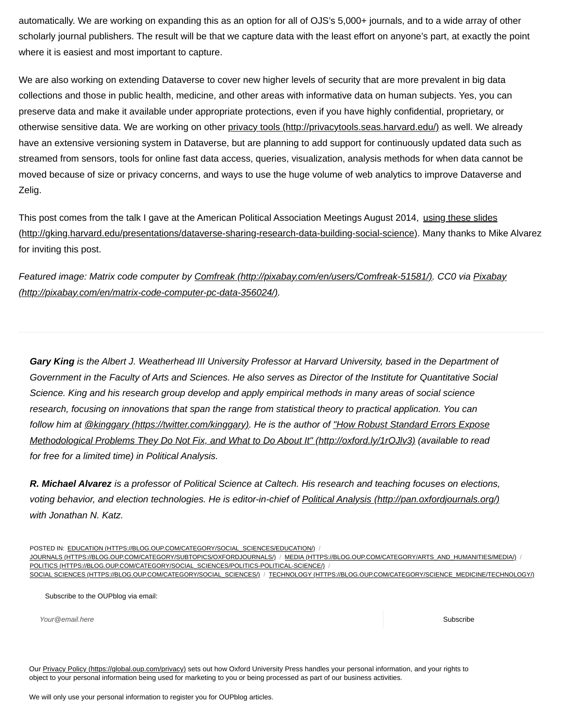automatically. We are working on expanding this as an option for all of OJS's 5,000+ journals, and to a wide array of other scholarly journal publishers. The result will be that we capture data with the least effort on anyone's part, at exactly the point where it is easiest and most important to capture.

We are also working on extending Dataverse to cover new higher levels of security that are more prevalent in big data collections and those in public health, medicine, and other areas with informative data on human subjects. Yes, you can preserve data and make it available under appropriate protections, even if you have highly confidential, proprietary, or otherwise sensitive data. We are working on other privacy tools (http://privacytools.seas.harvard.edu/) as well. We already have an extensive versioning system in Dataverse, but are planning to add support for continuously updated data such as streamed from sensors, tools for online fast data access, queries, visualization, analysis methods for when data cannot be moved because of size or privacy concerns, and ways to use the huge volume of web analytics to improve Dataverse and Zelig.

This post comes from the talk I gave at the American Political Association Meetings August 2014, using these slides (http://gking.harvard.edu/presentations/dataverse-sharing-research-data-building-social-science). Many thanks to Mike Alvarez for inviting this post.

*Featured image: Matrix code computer by Comfreak (http://pixabay.com/en/users/Comfreak-51581/). CC0 via Pixabay (http://pixabay.com/en/matrix-code-computer-pc-data-356024/).*

---

***Gary King** is the Albert J. Weatherhead III University Professor at Harvard University, based in the Department of Government in the Faculty of Arts and Sciences. He also serves as Director of the Institute for Quantitative Social Science. King and his research group develop and apply empirical methods in many areas of social science research, focusing on innovations that span the range from statistical theory to practical application. You can follow him at @kinggary (https://twitter.com/kinggary). He is the author of "How Robust Standard Errors Expose Methodological Problems They Do Not Fix, and What to Do About It" (http://oxford.ly/1rOJlv3) (available to read for free for a limited time) in Political Analysis.*

***R. Michael Alvarez** is a professor of Political Science at Caltech. His research and teaching focuses on elections, voting behavior, and election technologies. He is editor-in-chief of Political Analysis (http://pan.oxfordjournals.org/) with Jonathan N. Katz.*

POSTED IN: EDUCATION (HTTPS://BLOG.OUP.COM/CATEGORY/SOCIAL_SCIENCES/EDUCATION/) / JOURNALS (HTTPS://BLOG.OUP.COM/CATEGORY/SUBTOPICS/OXFORDJOURNALS/) / MEDIA (HTTPS://BLOG.OUP.COM/CATEGORY/ARTS_AND_HUMANITIES/MEDIA/) / POLITICS (HTTPS://BLOG.OUP.COM/CATEGORY/SOCIAL_SCIENCES/POLITICS-POLITICAL-SCIENCE/) / SOCIAL SCIENCES (HTTPS://BLOG.OUP.COM/CATEGORY/SOCIAL_SCIENCES/) / TECHNOLOGY (HTTPS://BLOG.OUP.COM/CATEGORY/SCIENCE_MEDICINE/TECHNOLOGY/)

Subscribe to the OUPblog via email:

Your@email.here

Subscribe

Our Privacy Policy (https://global.oup.com/privacy) sets out how Oxford University Press handles your personal information, and your rights to object to your personal information being used for marketing to you or being processed as part of our business activities.

We will only use your personal information to register you for OUPblog articles.